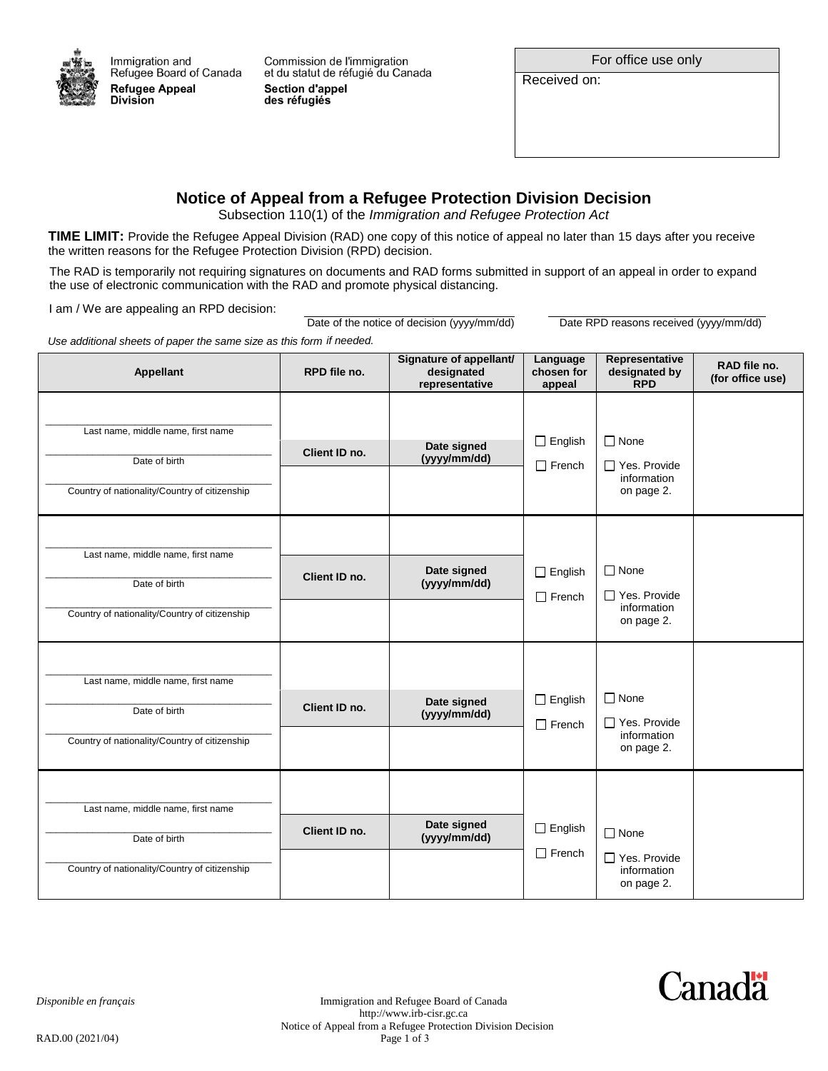Immigration and Refugee Board of Canada
**Refugee Appeal Division**

Commission de l'immigration et du statut de réfugié du Canada
**Section d'appel des réfugiés**

| For office use only |
| --- |
| Received on: |

# Notice of Appeal from a Refugee Protection Division Decision

Subsection 110(1) of the *Immigration and Refugee Protection Act*

**TIME LIMIT:** Provide the Refugee Appeal Division (RAD) one copy of this notice of appeal no later than 15 days after you receive the written reasons for the Refugee Protection Division (RPD) decision.

The RAD is temporarily not requiring signatures on documents and RAD forms submitted in support of an appeal in order to expand the use of electronic communication with the RAD and promote physical distancing.

I am / We are appealing an RPD decision:

______________________ Date of the notice of decision (yyyy/mm/dd)

______________________ Date RPD reasons received (yyyy/mm/dd)

*Use additional sheets of paper the same size as this form if needed.*

| Appellant | RPD file no. | Signature of appellant/ designated representative | Language chosen for appeal | Representative designated by RPD | RAD file no. (for office use) |
| --- | --- | --- | --- | --- | --- |
| Last name, middle name, first name<br>Date of birth<br>Country of nationality/Country of citizenship | <br>**Client ID no.**<br> | <br>**Date signed (yyyy/mm/dd)**<br> | ☐ English<br>☐ French | ☐ None<br>☐ Yes. Provide information on page 2. | |
| Last name, middle name, first name<br>Date of birth<br>Country of nationality/Country of citizenship | <br>**Client ID no.**<br> | <br>**Date signed (yyyy/mm/dd)**<br> | ☐ English<br>☐ French | ☐ None<br>☐ Yes. Provide information on page 2. | |
| Last name, middle name, first name<br>Date of birth<br>Country of nationality/Country of citizenship | <br>**Client ID no.**<br> | <br>**Date signed (yyyy/mm/dd)**<br> | ☐ English<br>☐ French | ☐ None<br>☐ Yes. Provide information on page 2. | |
| Last name, middle name, first name<br>Date of birth<br>Country of nationality/Country of citizenship | <br>**Client ID no.**<br> | <br>**Date signed (yyyy/mm/dd)**<br> | ☐ English<br>☐ French | ☐ None<br>☐ Yes. Provide information on page 2. | |

*Disponible en français*

Immigration and Refugee Board of Canada
http://www.irb-cisr.gc.ca
Notice of Appeal from a Refugee Protection Division Decision

RAD.00 (2021/04)

Canada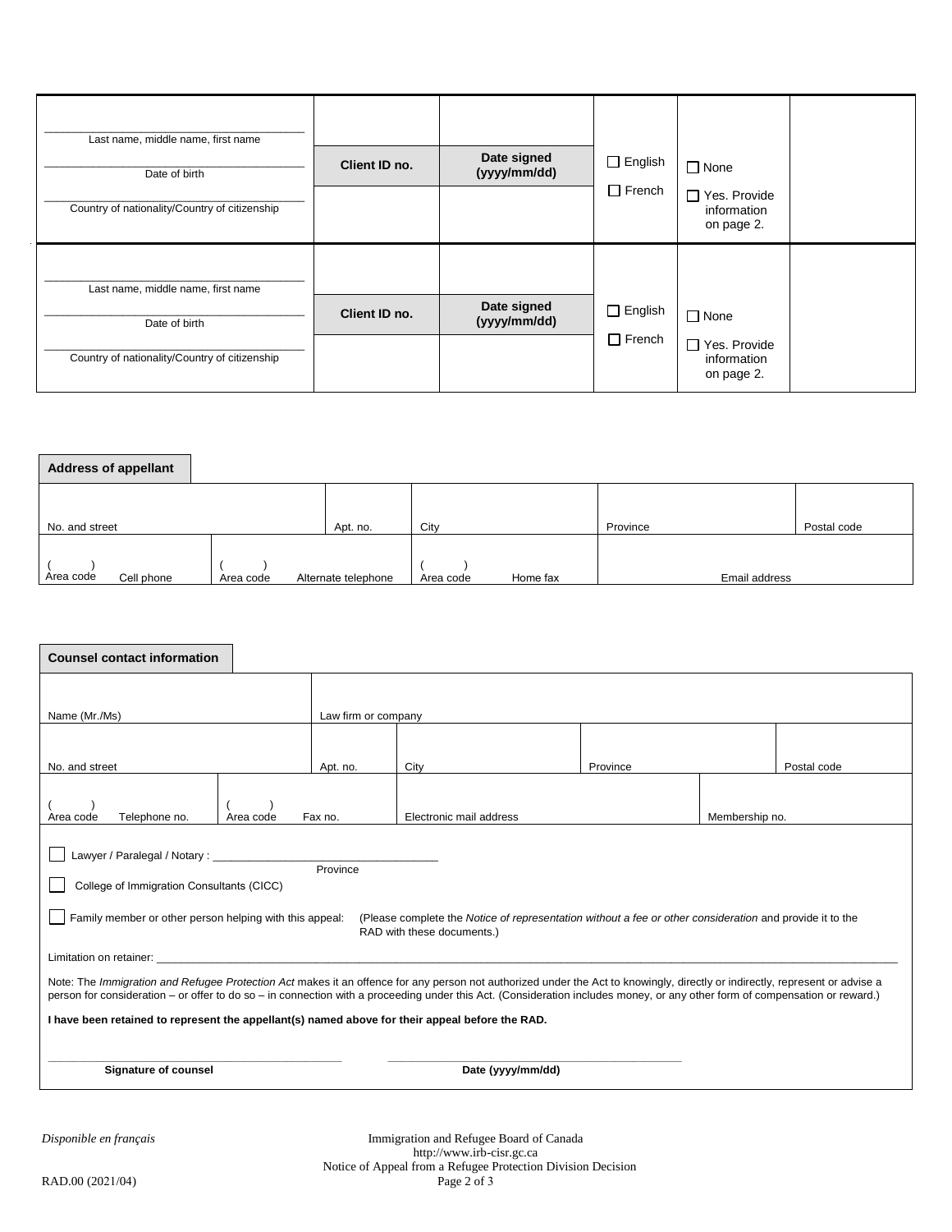| Last name, middle name, first name / Date of birth / Country of nationality/Country of citizenship | Client ID no. | Date signed (yyyy/mm/dd) | ☐ English ☐ French | ☐ None ☐ Yes. Provide information on page 2. | |
|---|---|---|---|---|---|
| Last name, middle name, first name / Date of birth / Country of nationality/Country of citizenship | Client ID no. | Date signed (yyyy/mm/dd) | ☐ English ☐ French | ☐ None ☐ Yes. Provide information on page 2. | |

**Address of appellant**

| No. and street | | Apt. no. | City | Province | Postal code |
|---|---|---|---|---|---|
| ( ) Area code Cell phone | ( ) Area code Alternate telephone | | ( ) Area code Home fax | Email address | |

**Counsel contact information**

| Name (Mr./Ms) | | Law firm or company | | | |
|---|---|---|---|---|---|
| No. and street | | Apt. no. | City | Province | Postal code |
| ( ) Area code Telephone no. | ( ) Area code Fax no. | | Electronic mail address | | Membership no. |

☐ Lawyer / Paralegal / Notary : ______________________ Province

☐ College of Immigration Consultants (CICC)

☐ Family member or other person helping with this appeal: (Please complete the *Notice of representation without a fee or other consideration* and provide it to the RAD with these documents.)

Limitation on retainer: ______________________

Note: The *Immigration and Refugee Protection Act* makes it an offence for any person not authorized under the Act to knowingly, directly or indirectly, represent or advise a person for consideration – or offer to do so – in connection with a proceeding under this Act. (Consideration includes money, or any other form of compensation or reward.)

**I have been retained to represent the appellant(s) named above for their appeal before the RAD.**

______________________ **Signature of counsel**

______________________ **Date (yyyy/mm/dd)**

*Disponible en français*

Immigration and Refugee Board of Canada
http://www.irb-cisr.gc.ca
Notice of Appeal from a Refugee Protection Division Decision

RAD.00 (2021/04)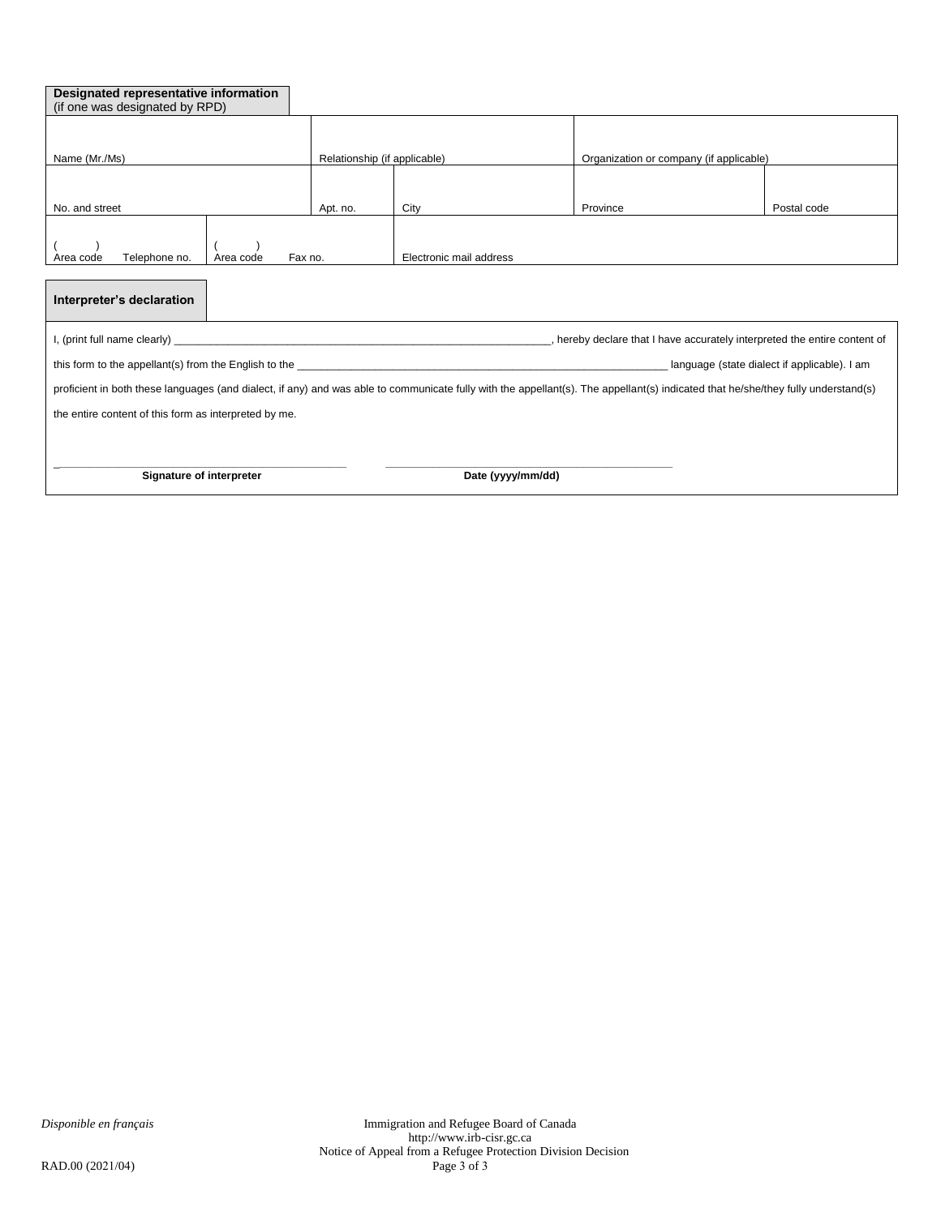**Designated representative information**
(if one was designated by RPD)

| | | | | |
|---|---|---|---|---|
| Name (Mr./Ms) | | Relationship (if applicable) | Organization or company (if applicable) | |
| No. and street | Apt. no. | City | Province | Postal code |
| ( ) Area code Telephone no. | ( ) Area code Fax no. | Electronic mail address | | |

**Interpreter's declaration**

I, (print full name clearly) ___________________________________________________________________, hereby declare that I have accurately interpreted the entire content of this form to the appellant(s) from the English to the __________________________________________________________________ language (state dialect if applicable). I am proficient in both these languages (and dialect, if any) and was able to communicate fully with the appellant(s). The appellant(s) indicated that he/she/they fully understand(s) the entire content of this form as interpreted by me.

_______________________________________ _______________________________________
**Signature of interpreter** **Date (yyyy/mm/dd)**

*Disponible en français*

Immigration and Refugee Board of Canada
http://www.irb-cisr.gc.ca
Notice of Appeal from a Refugee Protection Division Decision

RAD.00 (2021/04)